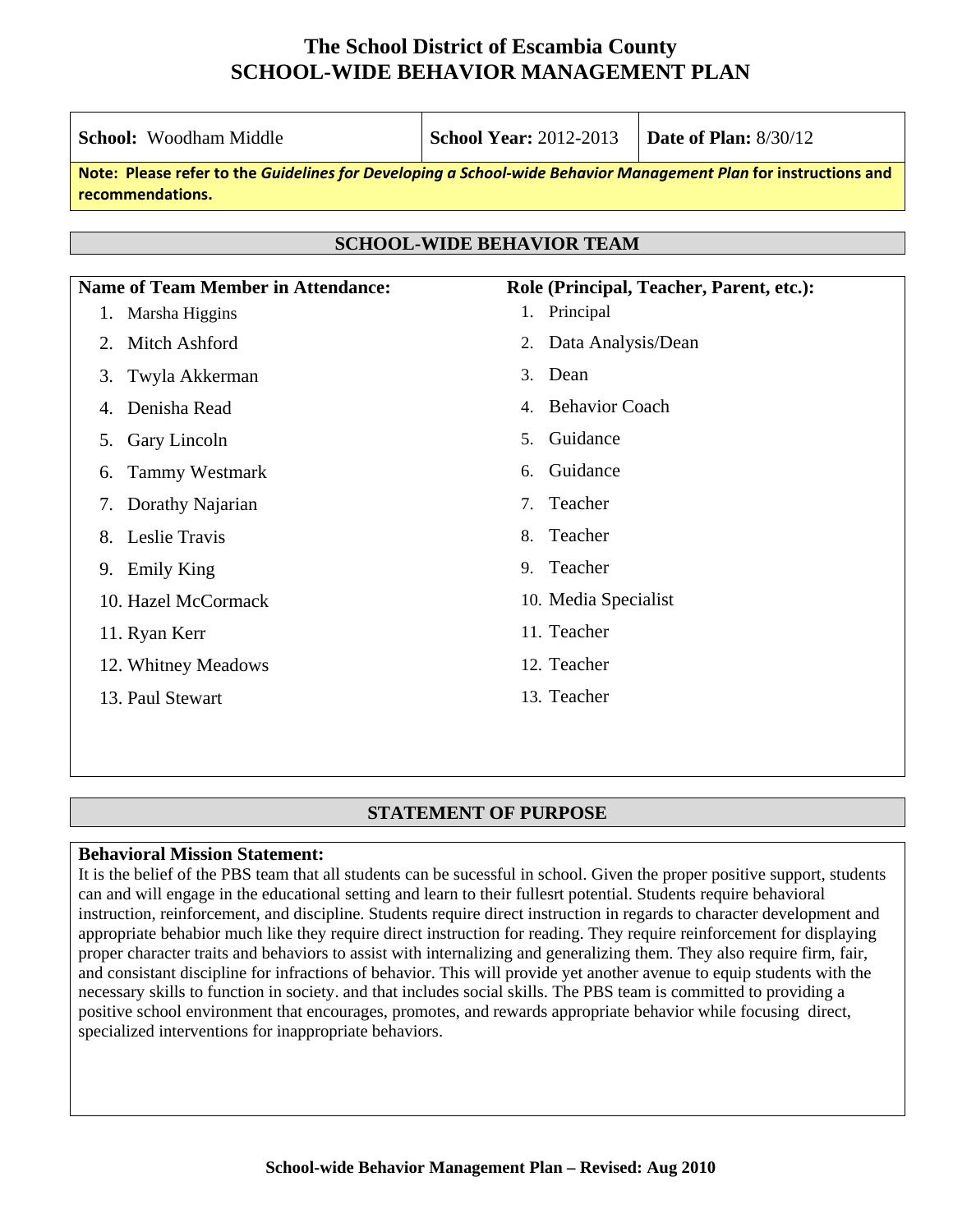# The School District of Escambia County
# SCHOOL-WIDE BEHAVIOR MANAGEMENT PLAN

| **School:** Woodham Middle | **School Year:** 2012-2013 | **Date of Plan:** 8/30/12 |
|---|---|---|

**Note: Please refer to the *Guidelines for Developing a School-wide Behavior Management Plan* for instructions and recommendations.**

## SCHOOL-WIDE BEHAVIOR TEAM

| Name of Team Member in Attendance: | Role (Principal, Teacher, Parent, etc.): |
|---|---|
| 1. Marsha Higgins | 1. Principal |
| 2. Mitch Ashford | 2. Data Analysis/Dean |
| 3. Twyla Akkerman | 3. Dean |
| 4. Denisha Read | 4. Behavior Coach |
| 5. Gary Lincoln | 5. Guidance |
| 6. Tammy Westmark | 6. Guidance |
| 7. Dorathy Najarian | 7. Teacher |
| 8. Leslie Travis | 8. Teacher |
| 9. Emily King | 9. Teacher |
| 10. Hazel McCormack | 10. Media Specialist |
| 11. Ryan Kerr | 11. Teacher |
| 12. Whitney Meadows | 12. Teacher |
| 13. Paul Stewart | 13. Teacher |

## STATEMENT OF PURPOSE

**Behavioral Mission Statement:**

It is the belief of the PBS team that all students can be sucessful in school. Given the proper positive support, students can and will engage in the educational setting and learn to their fullesrt potential. Students require behavioral instruction, reinforcement, and discipline. Students require direct instruction in regards to character development and appropriate behabior much like they require direct instruction for reading. They require reinforcement for displaying proper character traits and behaviors to assist with internalizing and generalizing them. They also require firm, fair, and consistant discipline for infractions of behavior. This will provide yet another avenue to equip students with the necessary skills to function in society. and that includes social skills. The PBS team is committed to providing a positive school environment that encourages, promotes, and rewards appropriate behavior while focusing direct, specialized interventions for inappropriate behaviors.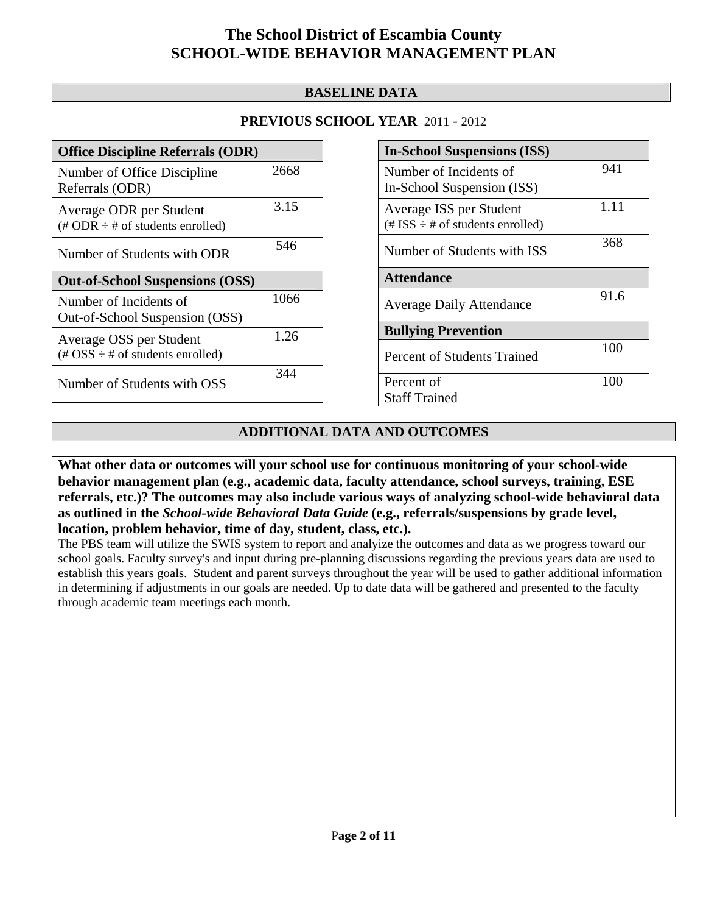# The School District of Escambia County
# SCHOOL-WIDE BEHAVIOR MANAGEMENT PLAN

## BASELINE DATA

### PREVIOUS SCHOOL YEAR 2011 - 2012

| Office Discipline Referrals (ODR) | |
|---|---|
| Number of Office Discipline Referrals (ODR) | 2668 |
| Average ODR per Student (# ODR ÷ # of students enrolled) | 3.15 |
| Number of Students with ODR | 546 |
| **Out-of-School Suspensions (OSS)** | |
| Number of Incidents of Out-of-School Suspension (OSS) | 1066 |
| Average OSS per Student (# OSS ÷ # of students enrolled) | 1.26 |
| Number of Students with OSS | 344 |

| In-School Suspensions (ISS) | |
|---|---|
| Number of Incidents of In-School Suspension (ISS) | 941 |
| Average ISS per Student (# ISS ÷ # of students enrolled) | 1.11 |
| Number of Students with ISS | 368 |
| **Attendance** | |
| Average Daily Attendance | 91.6 |
| **Bullying Prevention** | |
| Percent of Students Trained | 100 |
| Percent of Staff Trained | 100 |

## ADDITIONAL DATA AND OUTCOMES

**What other data or outcomes will your school use for continuous monitoring of your school-wide behavior management plan (e.g., academic data, faculty attendance, school surveys, training, ESE referrals, etc.)? The outcomes may also include various ways of analyzing school-wide behavioral data as outlined in the *School-wide Behavioral Data Guide* (e.g., referrals/suspensions by grade level, location, problem behavior, time of day, student, class, etc.).**

The PBS team will utilize the SWIS system to report and analyize the outcomes and data as we progress toward our school goals. Faculty survey's and input during pre-planning discussions regarding the previous years data are used to establish this years goals. Student and parent surveys throughout the year will be used to gather additional information in determining if adjustments in our goals are needed. Up to date data will be gathered and presented to the faculty through academic team meetings each month.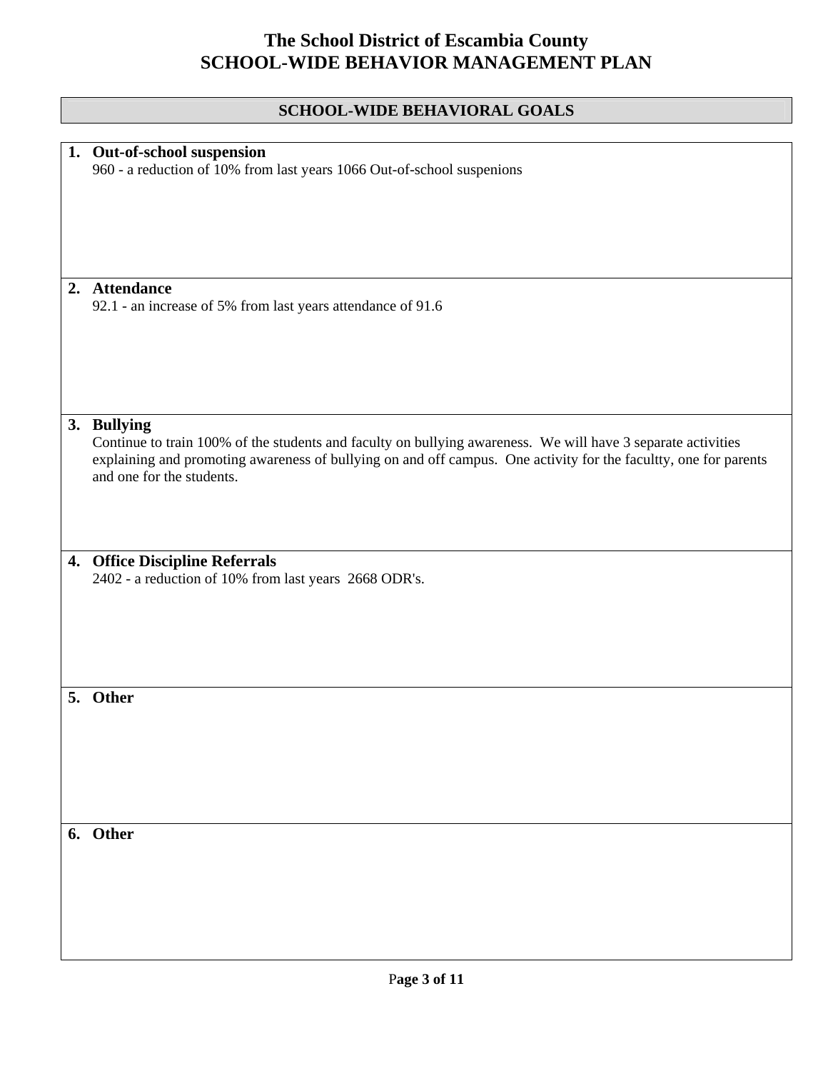# The School District of Escambia County
# SCHOOL-WIDE BEHAVIOR MANAGEMENT PLAN

## SCHOOL-WIDE BEHAVIORAL GOALS

1. **Out-of-school suspension**
   960 - a reduction of 10% from last years 1066 Out-of-school suspenions

2. **Attendance**
   92.1 - an increase of 5% from last years attendance of 91.6

3. **Bullying**
   Continue to train 100% of the students and faculty on bullying awareness. We will have 3 separate activities explaining and promoting awareness of bullying on and off campus. One activity for the facultty, one for parents and one for the students.

4. **Office Discipline Referrals**
   2402 - a reduction of 10% from last years 2668 ODR's.

5. **Other**

6. **Other**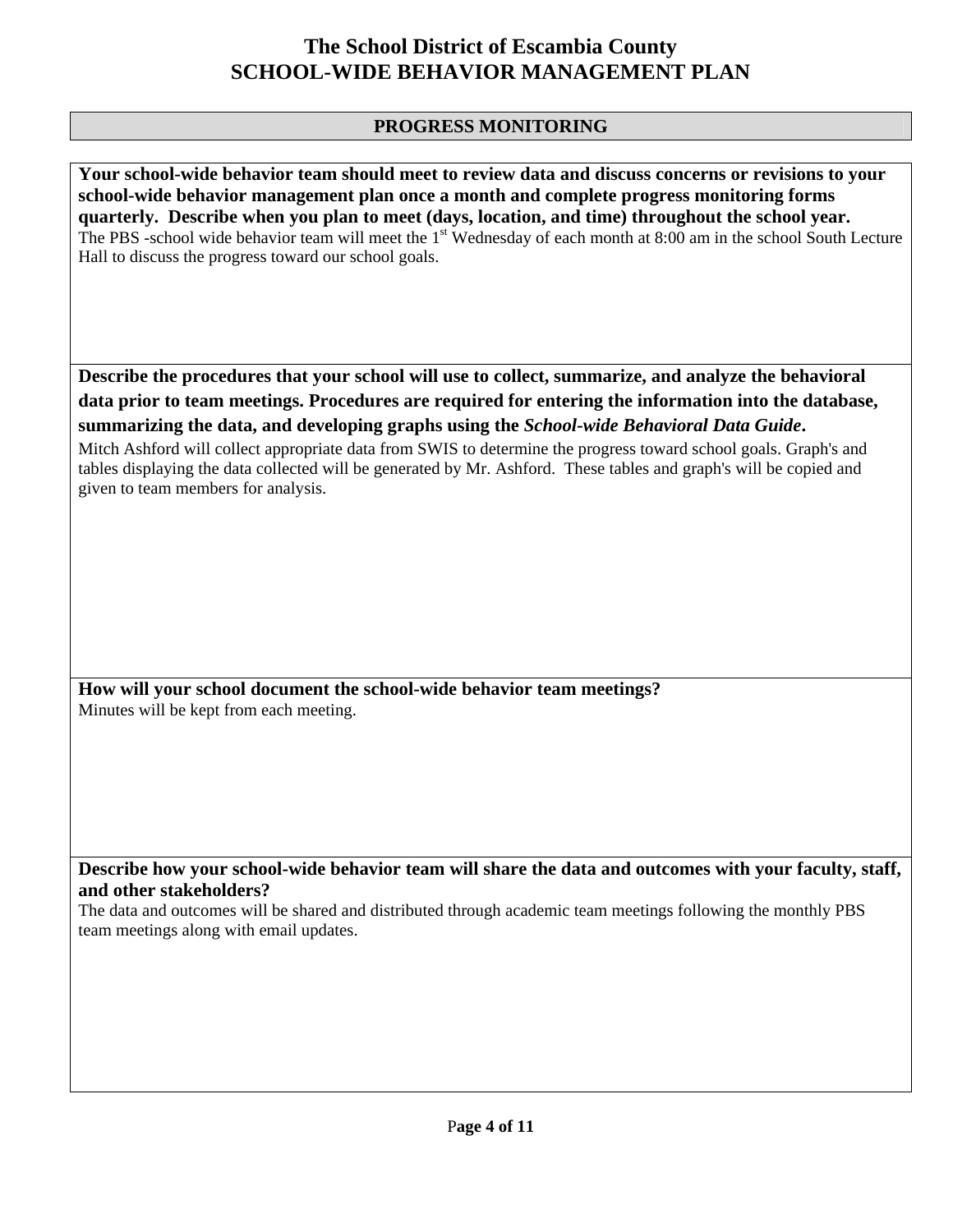# The School District of Escambia County
# SCHOOL-WIDE BEHAVIOR MANAGEMENT PLAN

## PROGRESS MONITORING

**Your school-wide behavior team should meet to review data and discuss concerns or revisions to your school-wide behavior management plan once a month and complete progress monitoring forms quarterly. Describe when you plan to meet (days, location, and time) throughout the school year.**

The PBS -school wide behavior team will meet the 1st Wednesday of each month at 8:00 am in the school South Lecture Hall to discuss the progress toward our school goals.

**Describe the procedures that your school will use to collect, summarize, and analyze the behavioral data prior to team meetings. Procedures are required for entering the information into the database, summarizing the data, and developing graphs using the *School-wide Behavioral Data Guide*.**

Mitch Ashford will collect appropriate data from SWIS to determine the progress toward school goals. Graph's and tables displaying the data collected will be generated by Mr. Ashford. These tables and graph's will be copied and given to team members for analysis.

**How will your school document the school-wide behavior team meetings?**

Minutes will be kept from each meeting.

**Describe how your school-wide behavior team will share the data and outcomes with your faculty, staff, and other stakeholders?**

The data and outcomes will be shared and distributed through academic team meetings following the monthly PBS team meetings along with email updates.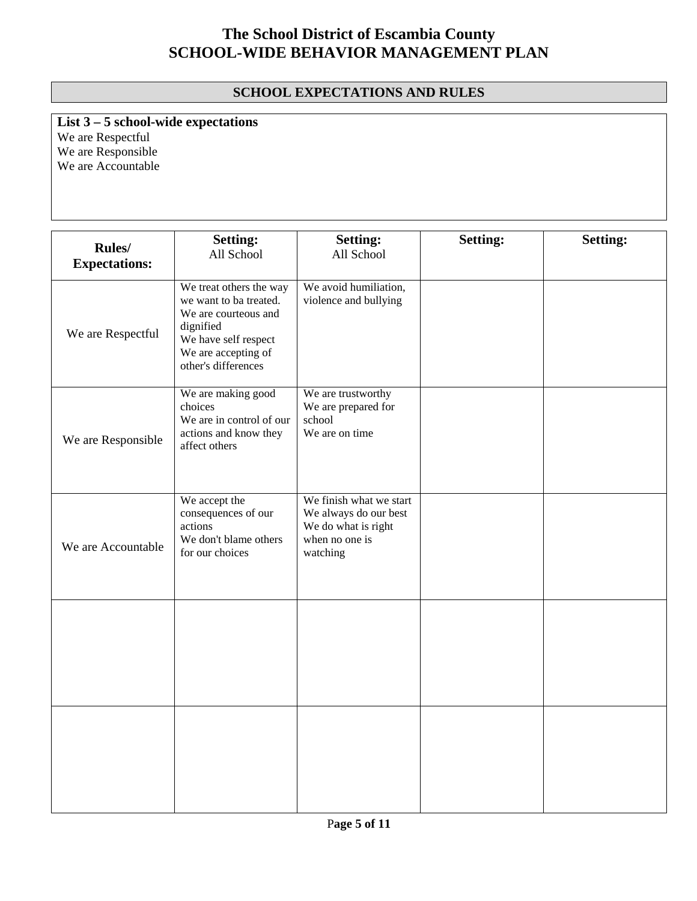# The School District of Escambia County
# SCHOOL-WIDE BEHAVIOR MANAGEMENT PLAN

## SCHOOL EXPECTATIONS AND RULES

**List 3 – 5 school-wide expectations**

We are Respectful
We are Responsible
We are Accountable

| **Rules/ Expectations:** | **Setting:** All School | **Setting:** All School | **Setting:** | **Setting:** |
|---|---|---|---|---|
| We are Respectful | We treat others the way we want to ba treated.<br>We are courteous and dignified<br>We have self respect<br>We are accepting of other's differences | We avoid humiliation, violence and bullying | | |
| We are Responsible | We are making good choices<br>We are in control of our actions and know they affect others | We are trustworthy<br>We are prepared for school<br>We are on time | | |
| We are Accountable | We accept the consequences of our actions<br>We don't blame others for our choices | We finish what we start<br>We always do our best<br>We do what is right when no one is watching | | |
| | | | | |
| | | | | |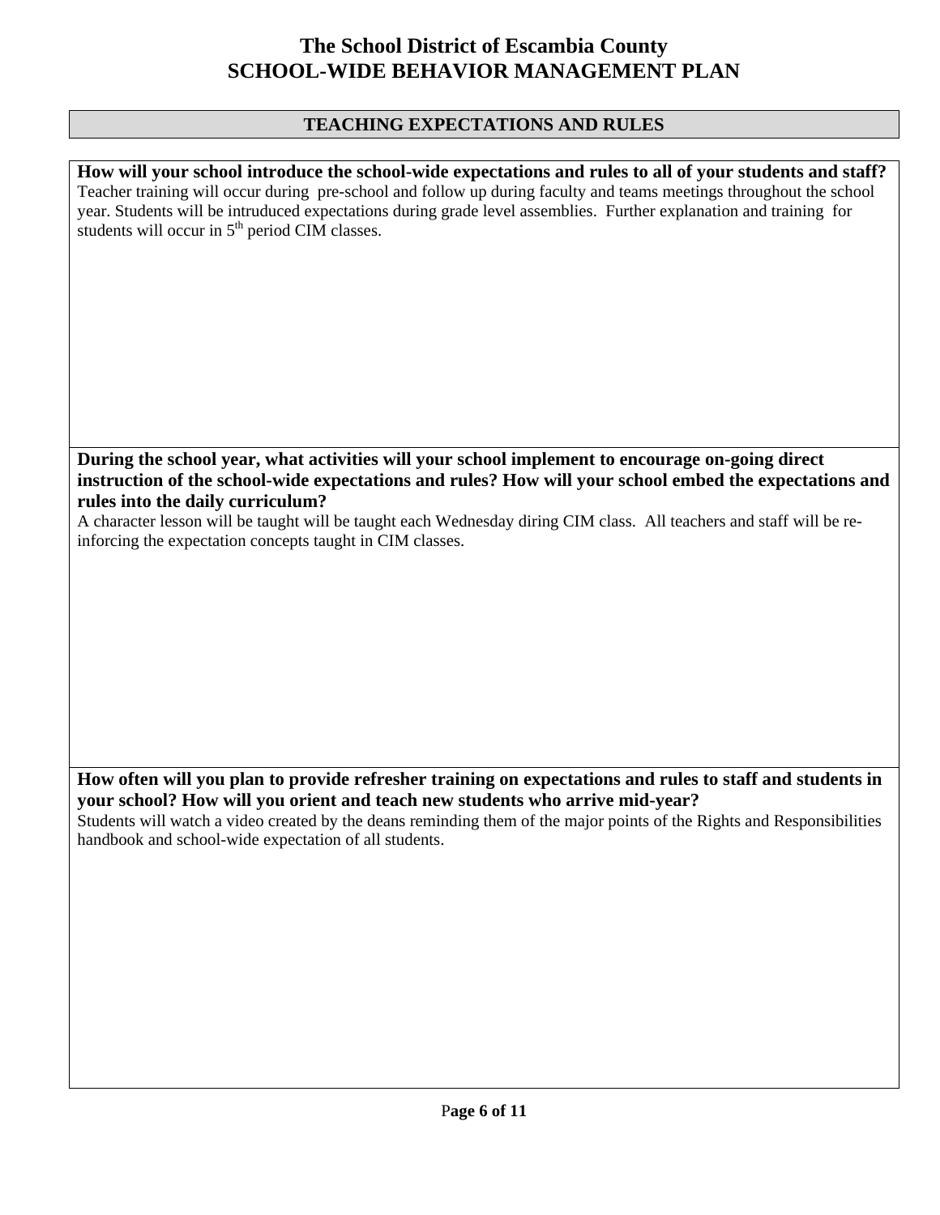# The School District of Escambia County
# SCHOOL-WIDE BEHAVIOR MANAGEMENT PLAN

## TEACHING EXPECTATIONS AND RULES

**How will your school introduce the school-wide expectations and rules to all of your students and staff?**

Teacher training will occur during pre-school and follow up during faculty and teams meetings throughout the school year. Students will be intruduced expectations during grade level assemblies. Further explanation and training for students will occur in 5th period CIM classes.

**During the school year, what activities will your school implement to encourage on-going direct instruction of the school-wide expectations and rules? How will your school embed the expectations and rules into the daily curriculum?**

A character lesson will be taught will be taught each Wednesday diring CIM class. All teachers and staff will be re-inforcing the expectation concepts taught in CIM classes.

**How often will you plan to provide refresher training on expectations and rules to staff and students in your school? How will you orient and teach new students who arrive mid-year?**

Students will watch a video created by the deans reminding them of the major points of the Rights and Responsibilities handbook and school-wide expectation of all students.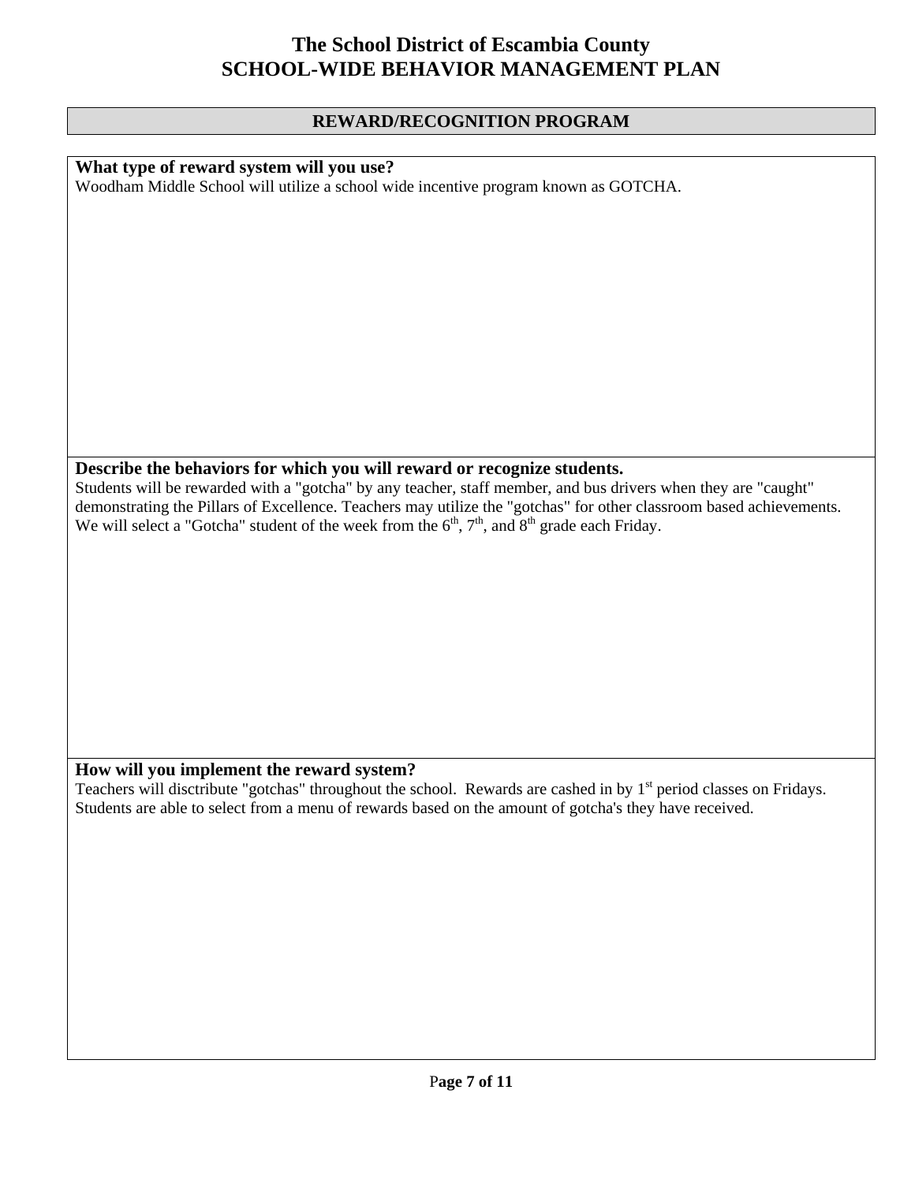# The School District of Escambia County
# SCHOOL-WIDE BEHAVIOR MANAGEMENT PLAN

## REWARD/RECOGNITION PROGRAM

**What type of reward system will you use?**

Woodham Middle School will utilize a school wide incentive program known as GOTCHA.

**Describe the behaviors for which you will reward or recognize students.**

Students will be rewarded with a "gotcha" by any teacher, staff member, and bus drivers when they are "caught" demonstrating the Pillars of Excellence. Teachers may utilize the "gotchas" for other classroom based achievements. We will select a "Gotcha" student of the week from the 6th, 7th, and 8th grade each Friday.

**How will you implement the reward system?**

Teachers will disctribute "gotchas" throughout the school. Rewards are cashed in by 1st period classes on Fridays. Students are able to select from a menu of rewards based on the amount of gotcha's they have received.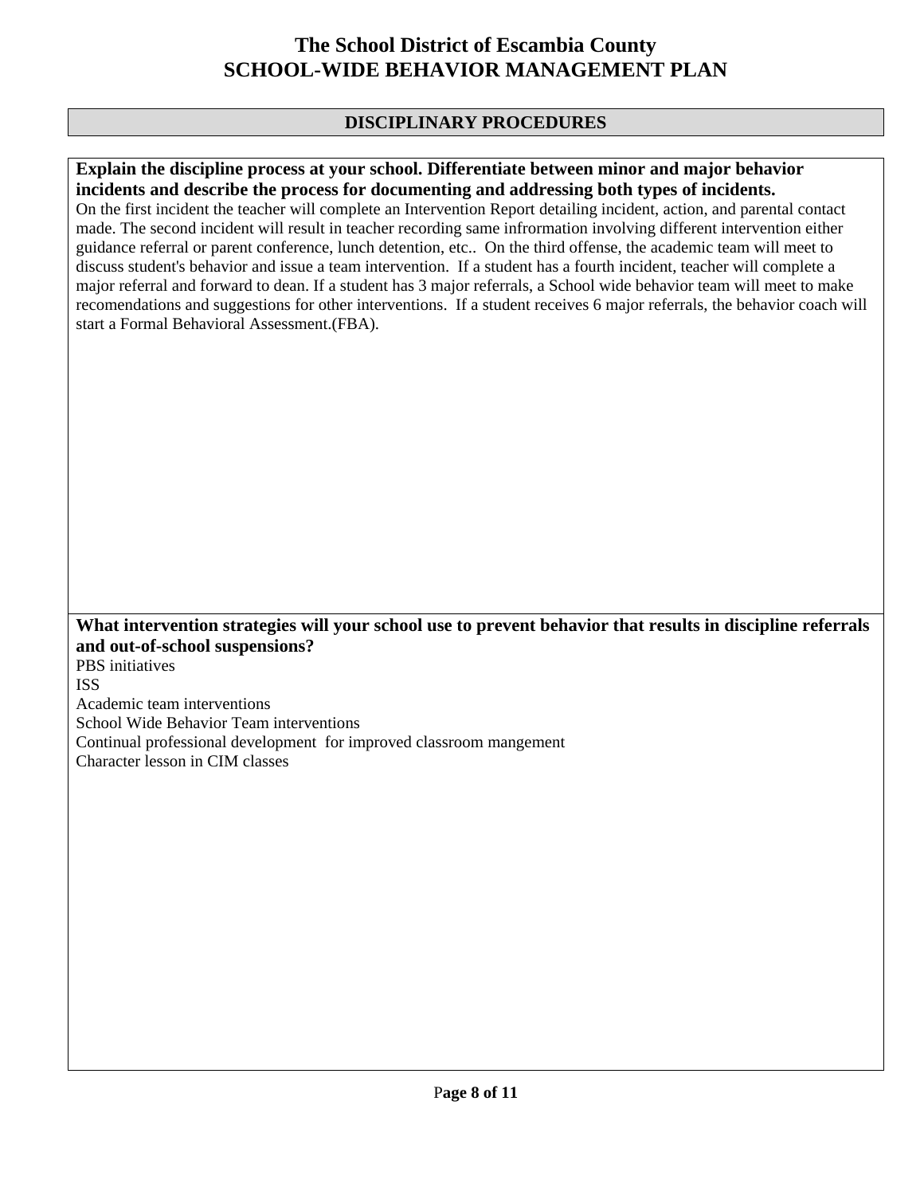# The School District of Escambia County
# SCHOOL-WIDE BEHAVIOR MANAGEMENT PLAN

## DISCIPLINARY PROCEDURES

**Explain the discipline process at your school. Differentiate between minor and major behavior incidents and describe the process for documenting and addressing both types of incidents.**

On the first incident the teacher will complete an Intervention Report detailing incident, action, and parental contact made. The second incident will result in teacher recording same infrormation involving different intervention either guidance referral or parent conference, lunch detention, etc.. On the third offense, the academic team will meet to discuss student's behavior and issue a team intervention. If a student has a fourth incident, teacher will complete a major referral and forward to dean. If a student has 3 major referrals, a School wide behavior team will meet to make recomendations and suggestions for other interventions. If a student receives 6 major referrals, the behavior coach will start a Formal Behavioral Assessment.(FBA).

**What intervention strategies will your school use to prevent behavior that results in discipline referrals and out-of-school suspensions?**

PBS initiatives
ISS
Academic team interventions
School Wide Behavior Team interventions
Continual professional development for improved classroom mangement
Character lesson in CIM classes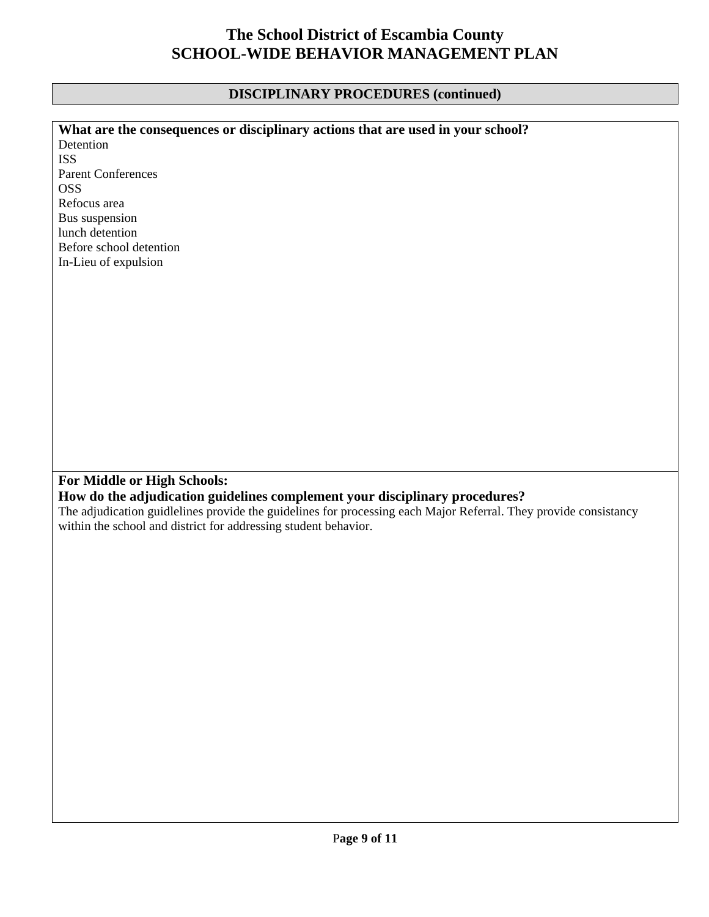# The School District of Escambia County
# SCHOOL-WIDE BEHAVIOR MANAGEMENT PLAN

## DISCIPLINARY PROCEDURES (continued)

**What are the consequences or disciplinary actions that are used in your school?**

Detention
ISS
Parent Conferences
OSS
Refocus area
Bus suspension
lunch detention
Before school detention
In-Lieu of expulsion

**For Middle or High Schools:**
**How do the adjudication guidelines complement your disciplinary procedures?**

The adjudication guidlelines provide the guidelines for processing each Major Referral. They provide consistancy within the school and district for addressing student behavior.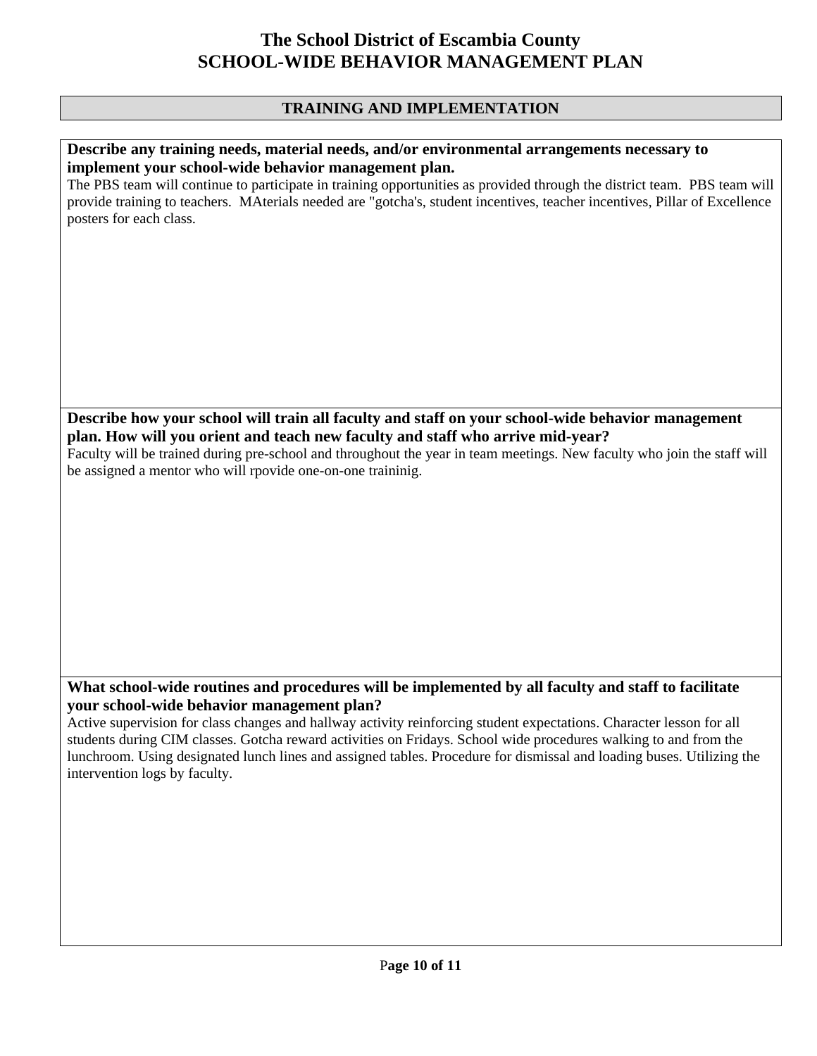# The School District of Escambia County
# SCHOOL-WIDE BEHAVIOR MANAGEMENT PLAN

## TRAINING AND IMPLEMENTATION

**Describe any training needs, material needs, and/or environmental arrangements necessary to implement your school-wide behavior management plan.**

The PBS team will continue to participate in training opportunities as provided through the district team. PBS team will provide training to teachers. MAterials needed are "gotcha's, student incentives, teacher incentives, Pillar of Excellence posters for each class.

**Describe how your school will train all faculty and staff on your school-wide behavior management plan. How will you orient and teach new faculty and staff who arrive mid-year?**

Faculty will be trained during pre-school and throughout the year in team meetings. New faculty who join the staff will be assigned a mentor who will rpovide one-on-one traininig.

**What school-wide routines and procedures will be implemented by all faculty and staff to facilitate your school-wide behavior management plan?**

Active supervision for class changes and hallway activity reinforcing student expectations. Character lesson for all students during CIM classes. Gotcha reward activities on Fridays. School wide procedures walking to and from the lunchroom. Using designated lunch lines and assigned tables. Procedure for dismissal and loading buses. Utilizing the intervention logs by faculty.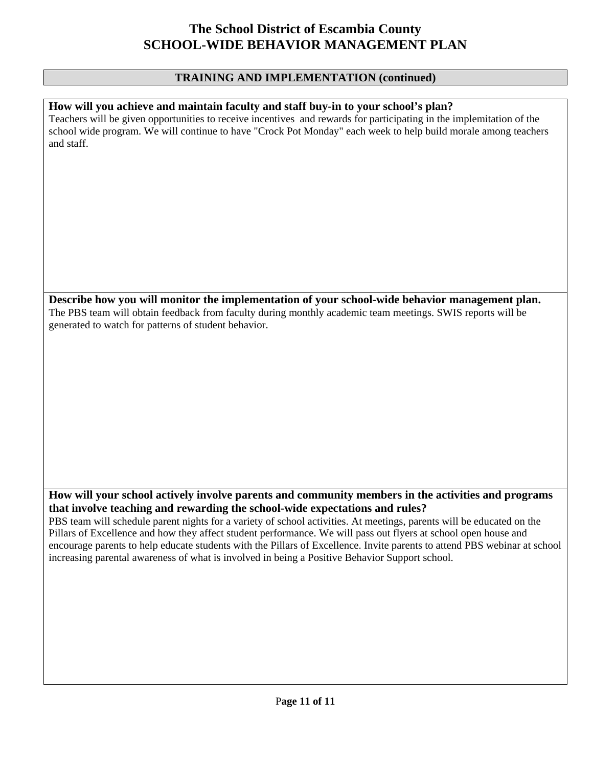# The School District of Escambia County
# SCHOOL-WIDE BEHAVIOR MANAGEMENT PLAN

## TRAINING AND IMPLEMENTATION (continued)

**How will you achieve and maintain faculty and staff buy-in to your school's plan?**

Teachers will be given opportunities to receive incentives  and rewards for participating in the implemitation of the school wide program. We will continue to have "Crock Pot Monday" each week to help build morale among teachers and staff.

**Describe how you will monitor the implementation of your school-wide behavior management plan.**

The PBS team will obtain feedback from faculty during monthly academic team meetings. SWIS reports will be generated to watch for patterns of student behavior.

**How will your school actively involve parents and community members in the activities and programs that involve teaching and rewarding the school-wide expectations and rules?**

PBS team will schedule parent nights for a variety of school activities. At meetings, parents will be educated on the Pillars of Excellence and how they affect student performance. We will pass out flyers at school open house and encourage parents to help educate students with the Pillars of Excellence. Invite parents to attend PBS webinar at school increasing parental awareness of what is involved in being a Positive Behavior Support school.